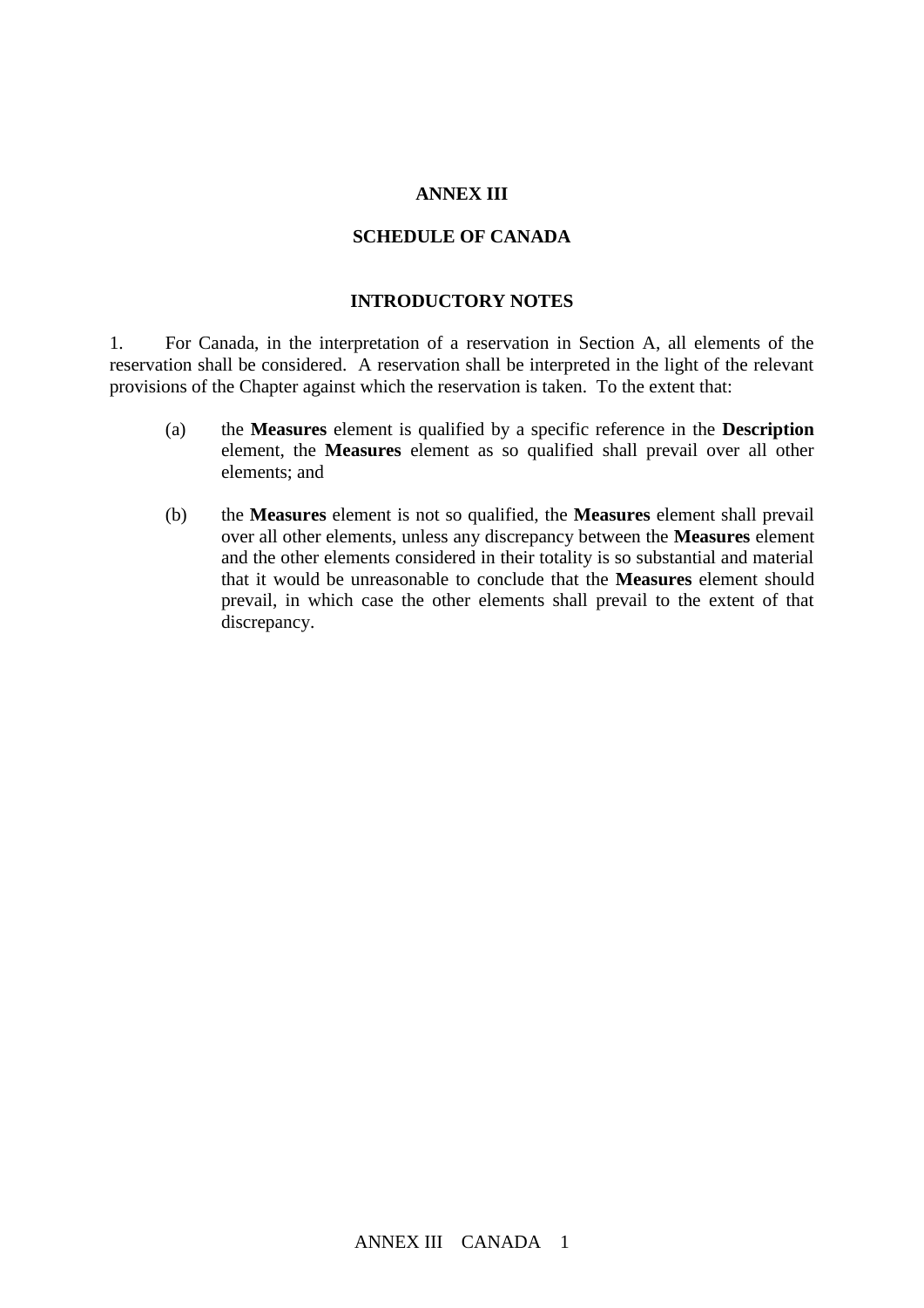# ANNEX III

## SCHEDULE OF CANADA

### INTRODUCTORY NOTES

1. For Canada, in the interpretation of a reservation in Section A, all elements of the reservation shall be considered. A reservation shall be interpreted in the light of the relevant provisions of the Chapter against which the reservation is taken. To the extent that:

   (a) the **Measures** element is qualified by a specific reference in the **Description** element, the **Measures** element as so qualified shall prevail over all other elements; and

   (b) the **Measures** element is not so qualified, the **Measures** element shall prevail over all other elements, unless any discrepancy between the **Measures** element and the other elements considered in their totality is so substantial and material that it would be unreasonable to conclude that the **Measures** element should prevail, in which case the other elements shall prevail to the extent of that discrepancy.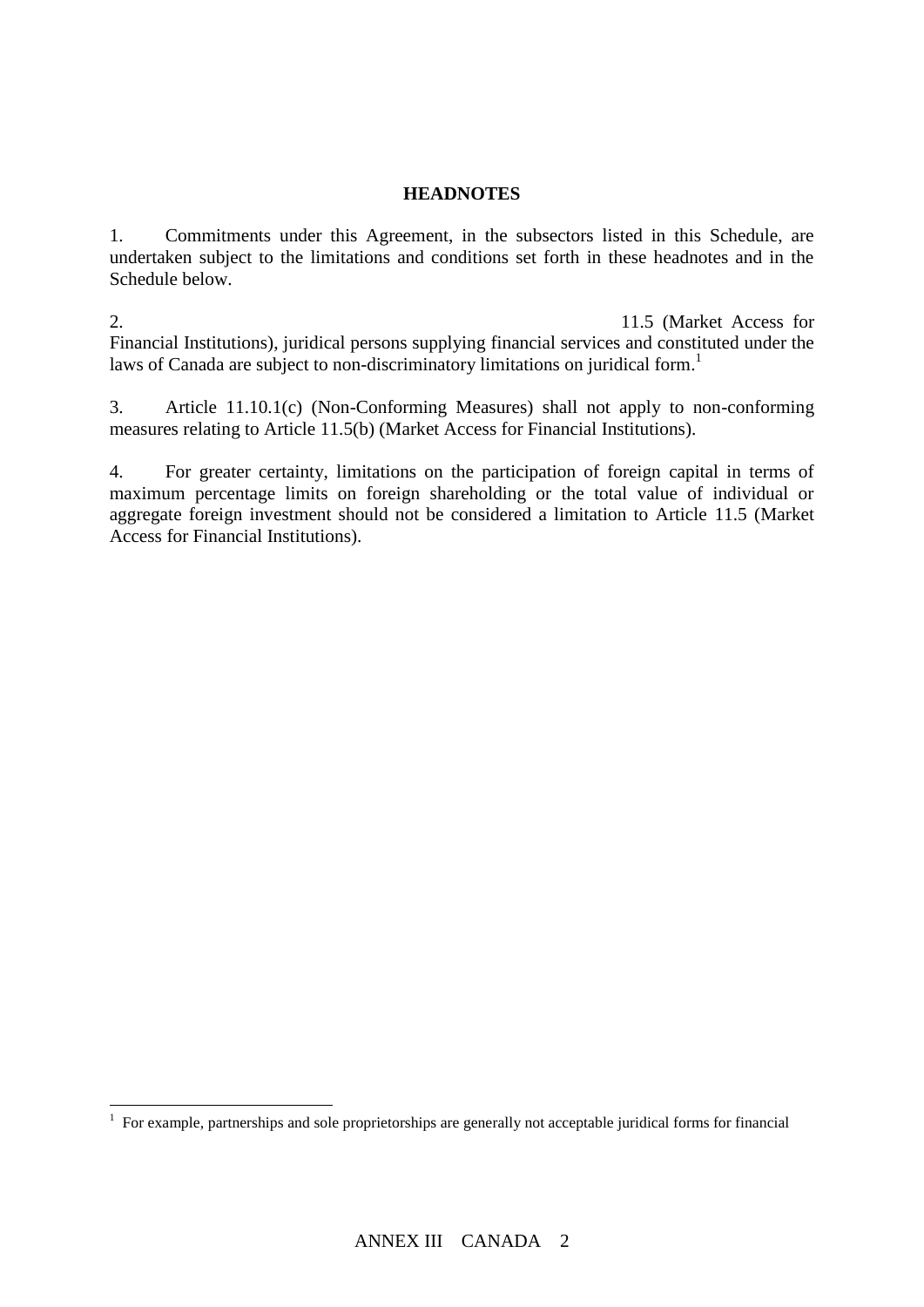## HEADNOTES

1. Commitments under this Agreement, in the subsectors listed in this Schedule, are undertaken subject to the limitations and conditions set forth in these headnotes and in the Schedule below.

2. 11.5 (Market Access for Financial Institutions), juridical persons supplying financial services and constituted under the laws of Canada are subject to non-discriminatory limitations on juridical form.[1]

3. Article 11.10.1(c) (Non-Conforming Measures) shall not apply to non-conforming measures relating to Article 11.5(b) (Market Access for Financial Institutions).

4. For greater certainty, limitations on the participation of foreign capital in terms of maximum percentage limits on foreign shareholding or the total value of individual or aggregate foreign investment should not be considered a limitation to Article 11.5 (Market Access for Financial Institutions).

---

[1] For example, partnerships and sole proprietorships are generally not acceptable juridical forms for financial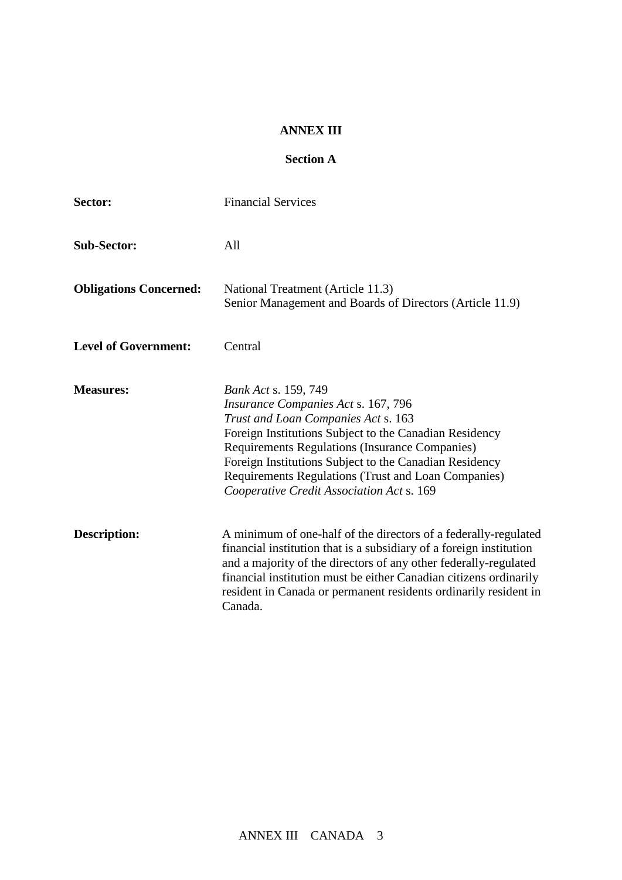# ANNEX III

## Section A

**Sector:** Financial Services

**Sub-Sector:** All

**Obligations Concerned:** National Treatment (Article 11.3)
Senior Management and Boards of Directors (Article 11.9)

**Level of Government:** Central

**Measures:** *Bank Act* s. 159, 749
*Insurance Companies Act* s. 167, 796
*Trust and Loan Companies Act* s. 163
Foreign Institutions Subject to the Canadian Residency Requirements Regulations (Insurance Companies)
Foreign Institutions Subject to the Canadian Residency Requirements Regulations (Trust and Loan Companies)
*Cooperative Credit Association Act* s. 169

**Description:** A minimum of one-half of the directors of a federally-regulated financial institution that is a subsidiary of a foreign institution and a majority of the directors of any other federally-regulated financial institution must be either Canadian citizens ordinarily resident in Canada or permanent residents ordinarily resident in Canada.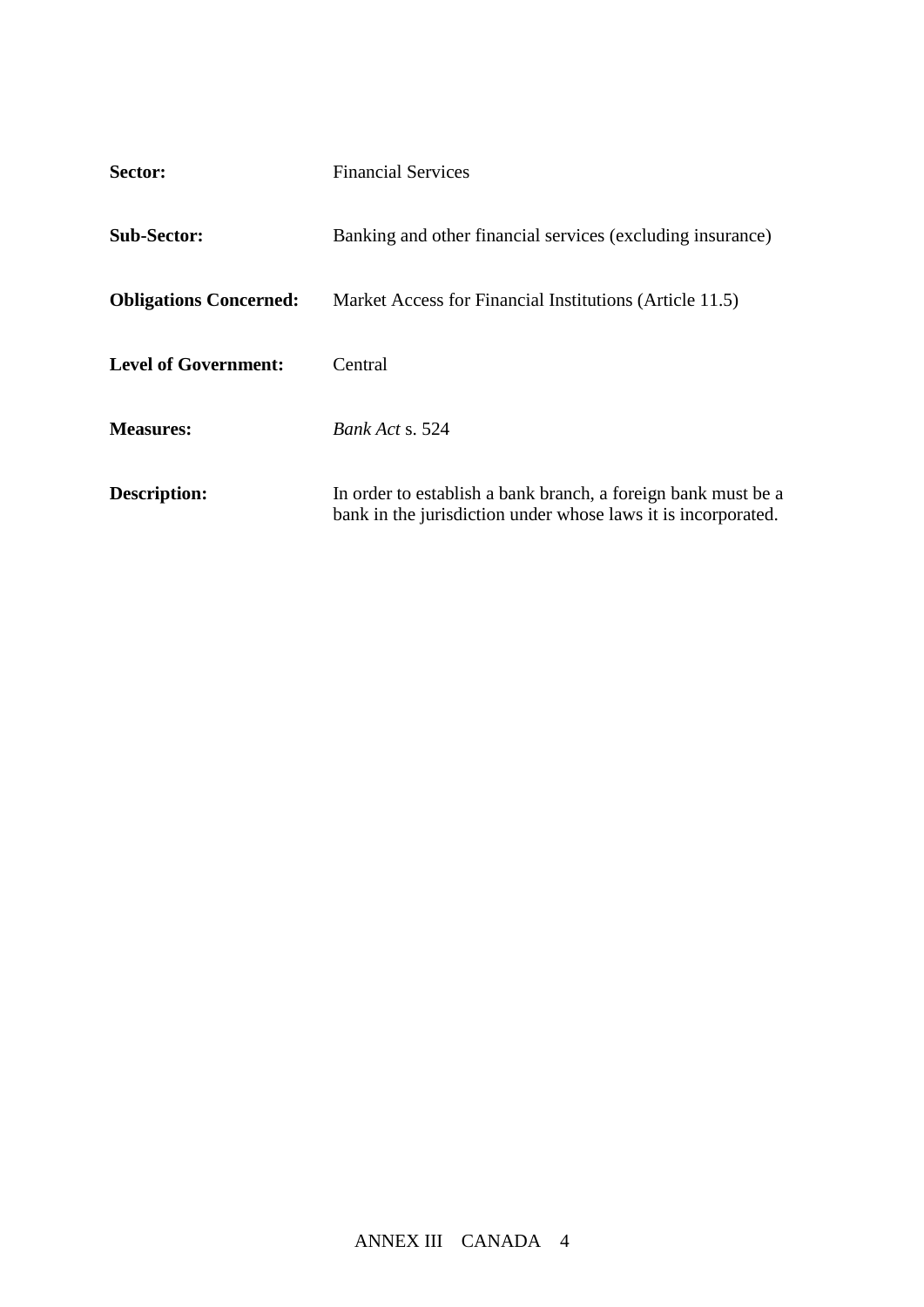**Sector:** Financial Services

**Sub-Sector:** Banking and other financial services (excluding insurance)

**Obligations Concerned:** Market Access for Financial Institutions (Article 11.5)

**Level of Government:** Central

**Measures:** *Bank Act* s. 524

**Description:** In order to establish a bank branch, a foreign bank must be a bank in the jurisdiction under whose laws it is incorporated.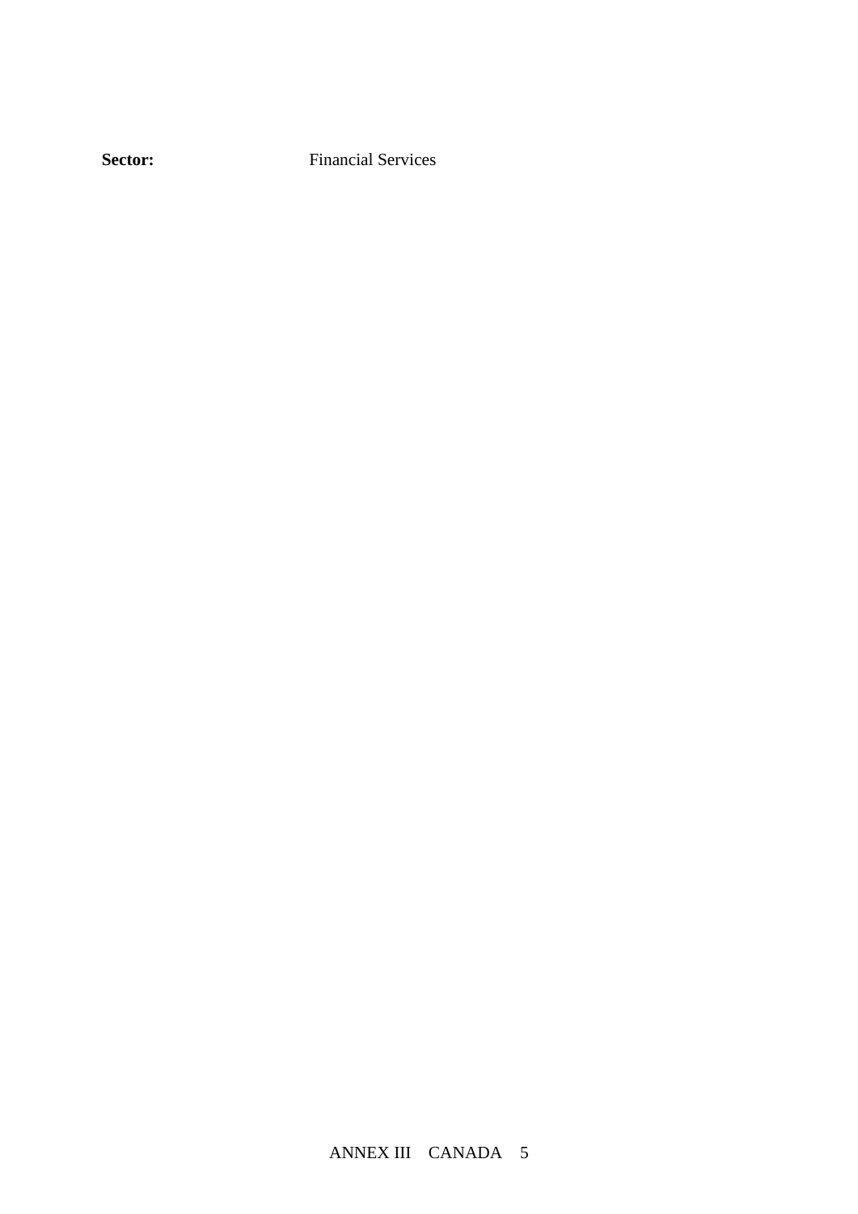**Sector:** Financial Services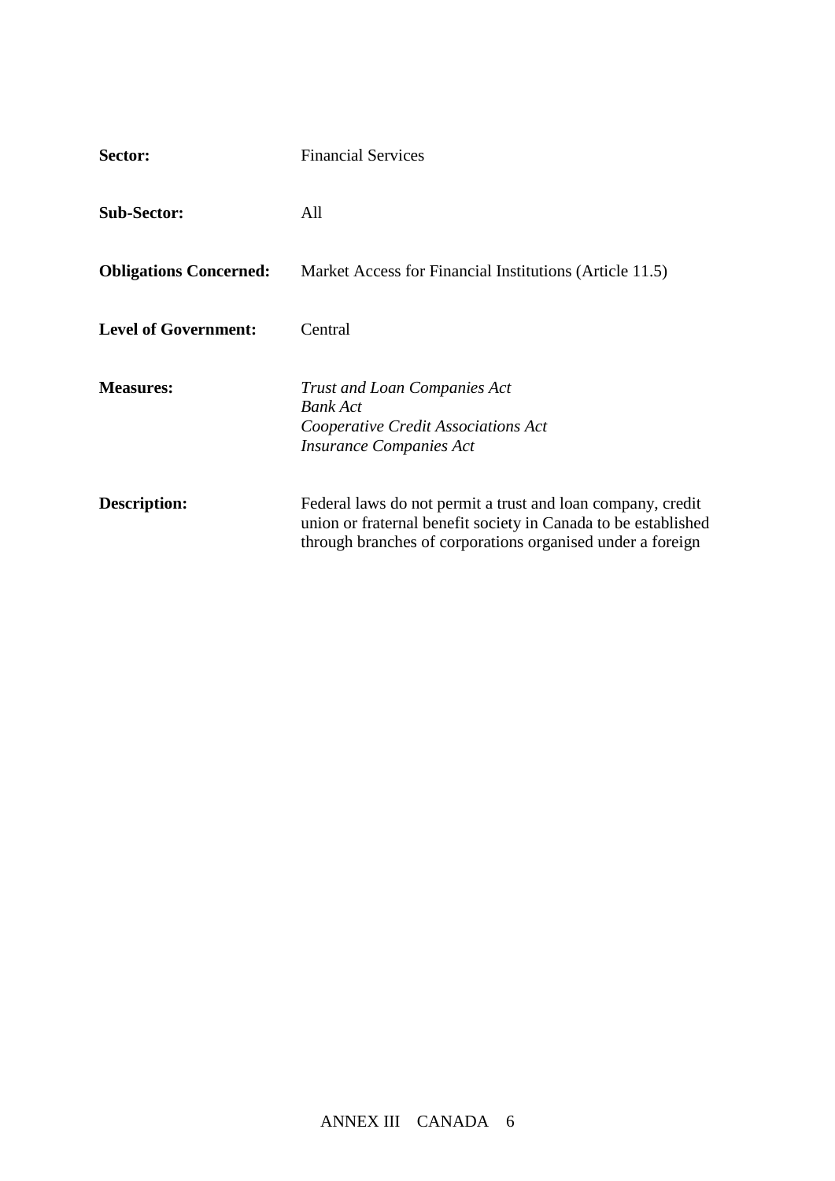| | |
|---|---|
| **Sector:** | Financial Services |
| **Sub-Sector:** | All |
| **Obligations Concerned:** | Market Access for Financial Institutions (Article 11.5) |
| **Level of Government:** | Central |
| **Measures:** | *Trust and Loan Companies Act*<br>*Bank Act*<br>*Cooperative Credit Associations Act*<br>*Insurance Companies Act* |
| **Description:** | Federal laws do not permit a trust and loan company, credit union or fraternal benefit society in Canada to be established through branches of corporations organised under a foreign |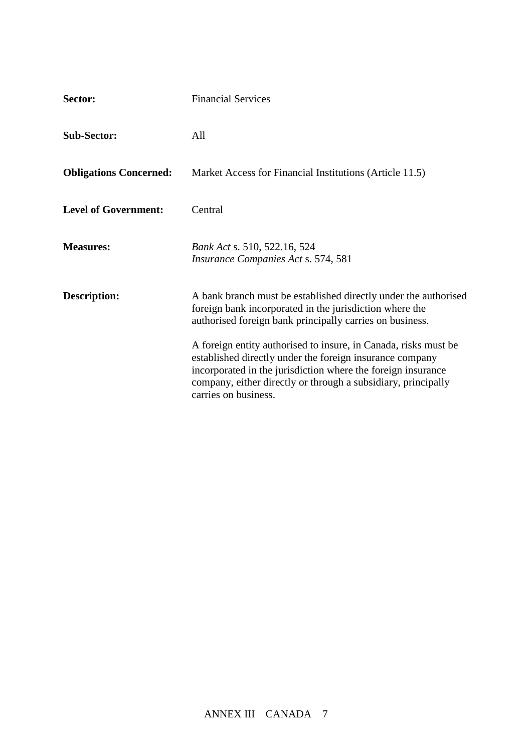**Sector:** Financial Services

**Sub-Sector:** All

**Obligations Concerned:** Market Access for Financial Institutions (Article 11.5)

**Level of Government:** Central

**Measures:** *Bank Act* s. 510, 522.16, 524
*Insurance Companies Act* s. 574, 581

**Description:** A bank branch must be established directly under the authorised foreign bank incorporated in the jurisdiction where the authorised foreign bank principally carries on business.

A foreign entity authorised to insure, in Canada, risks must be established directly under the foreign insurance company incorporated in the jurisdiction where the foreign insurance company, either directly or through a subsidiary, principally carries on business.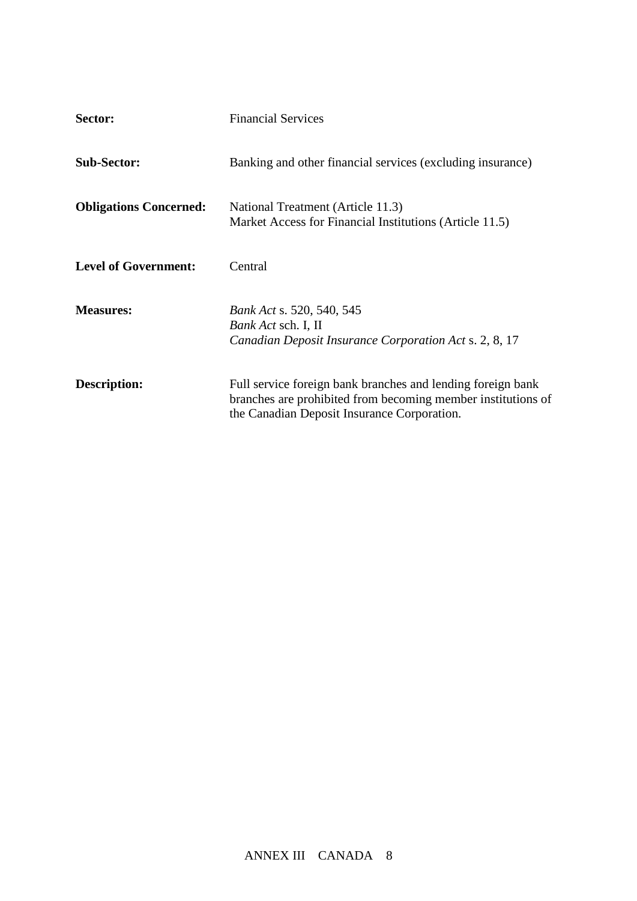**Sector:** Financial Services

**Sub-Sector:** Banking and other financial services (excluding insurance)

**Obligations Concerned:** National Treatment (Article 11.3)
Market Access for Financial Institutions (Article 11.5)

**Level of Government:** Central

**Measures:** *Bank Act* s. 520, 540, 545
*Bank Act* sch. I, II
*Canadian Deposit Insurance Corporation Act* s. 2, 8, 17

**Description:** Full service foreign bank branches and lending foreign bank branches are prohibited from becoming member institutions of the Canadian Deposit Insurance Corporation.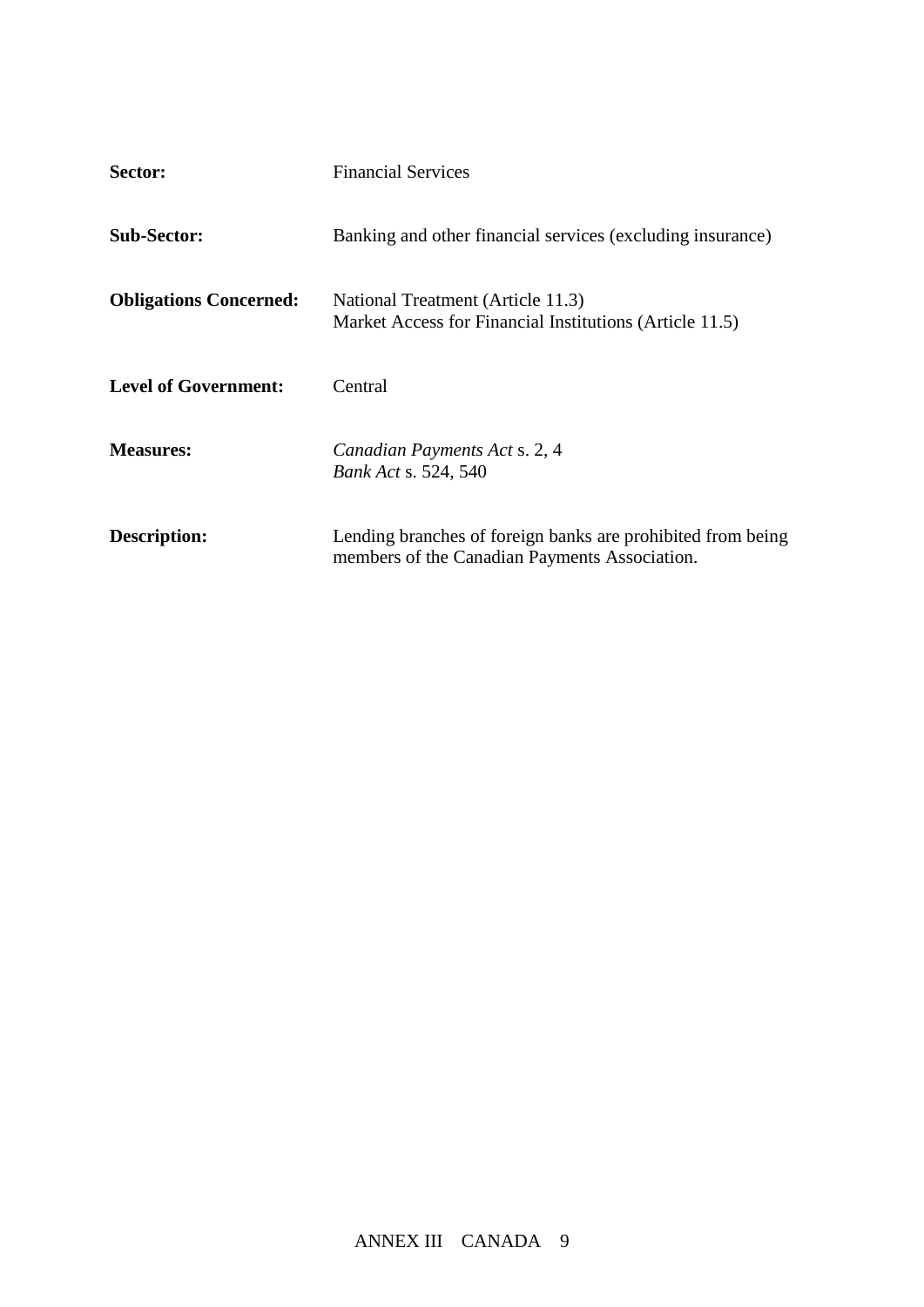| | |
|---|---|
| **Sector:** | Financial Services |
| **Sub-Sector:** | Banking and other financial services (excluding insurance) |
| **Obligations Concerned:** | National Treatment (Article 11.3)<br>Market Access for Financial Institutions (Article 11.5) |
| **Level of Government:** | Central |
| **Measures:** | *Canadian Payments Act* s. 2, 4<br>*Bank Act* s. 524, 540 |
| **Description:** | Lending branches of foreign banks are prohibited from being members of the Canadian Payments Association. |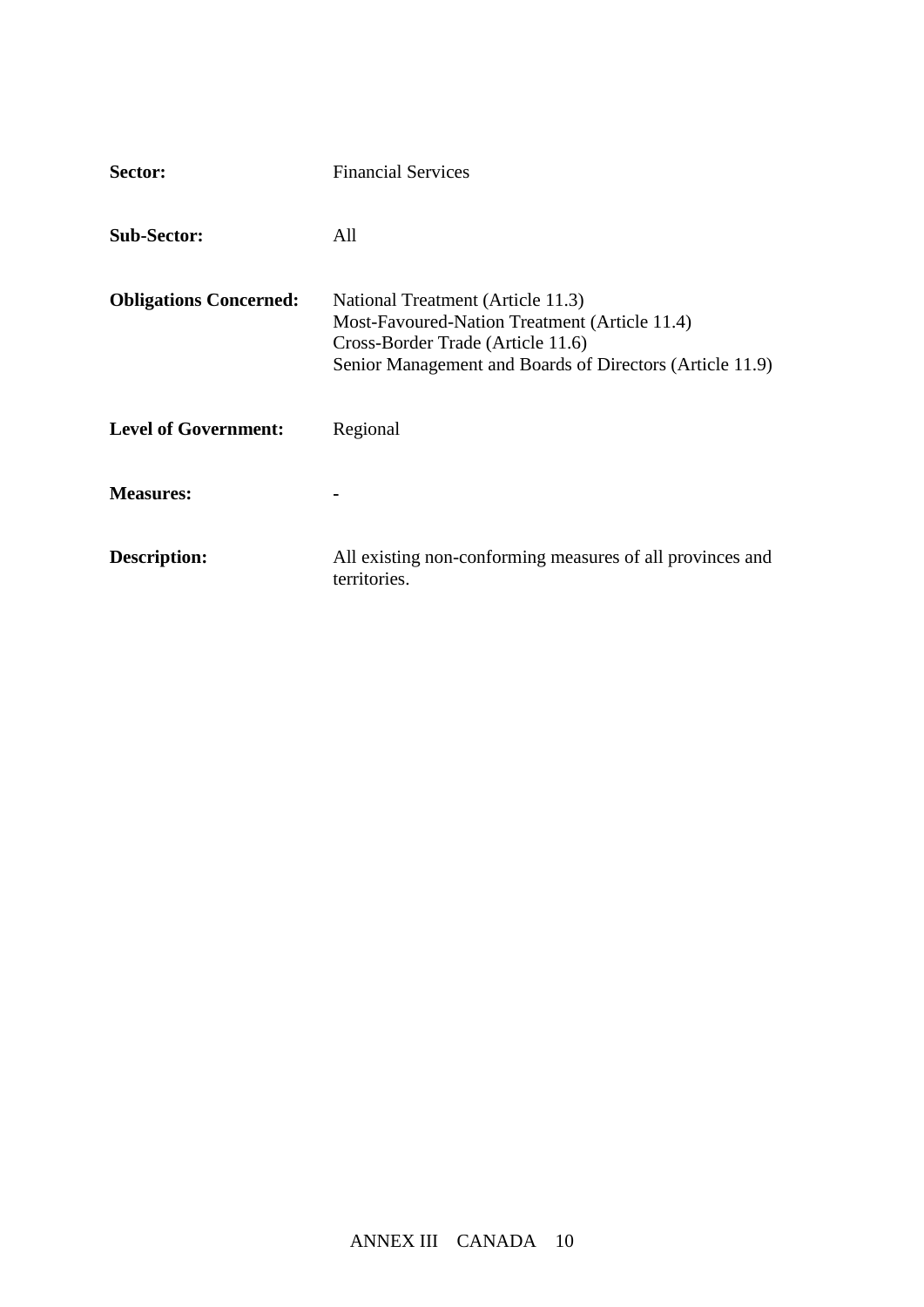| | |
|---|---|
| **Sector:** | Financial Services |
| **Sub-Sector:** | All |
| **Obligations Concerned:** | National Treatment (Article 11.3)<br>Most-Favoured-Nation Treatment (Article 11.4)<br>Cross-Border Trade (Article 11.6)<br>Senior Management and Boards of Directors (Article 11.9) |
| **Level of Government:** | Regional |
| **Measures:** | - |
| **Description:** | All existing non-conforming measures of all provinces and territories. |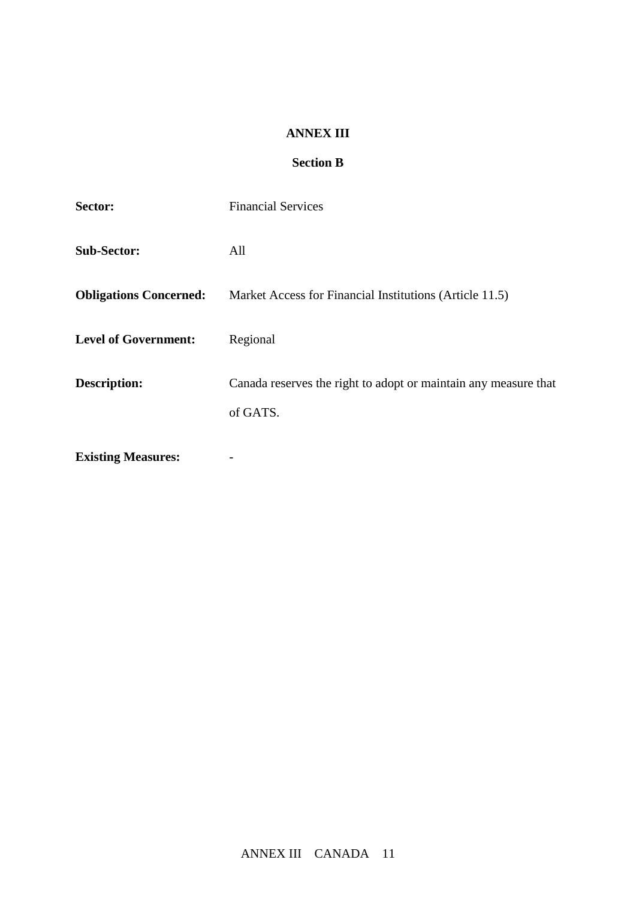# ANNEX III

## Section B

**Sector:** Financial Services

**Sub-Sector:** All

**Obligations Concerned:** Market Access for Financial Institutions (Article 11.5)

**Level of Government:** Regional

**Description:** Canada reserves the right to adopt or maintain any measure that of GATS.

**Existing Measures:** -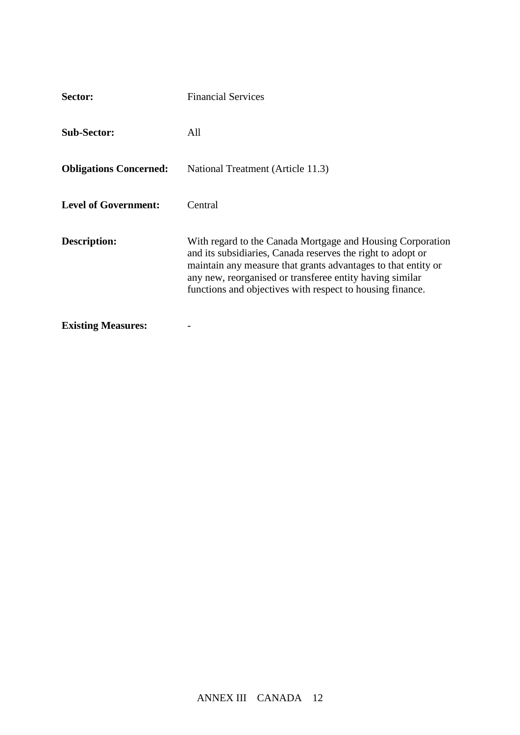| | |
|---|---|
| **Sector:** | Financial Services |
| **Sub-Sector:** | All |
| **Obligations Concerned:** | National Treatment (Article 11.3) |
| **Level of Government:** | Central |
| **Description:** | With regard to the Canada Mortgage and Housing Corporation and its subsidiaries, Canada reserves the right to adopt or maintain any measure that grants advantages to that entity or any new, reorganised or transferee entity having similar functions and objectives with respect to housing finance. |
| **Existing Measures:** | - |